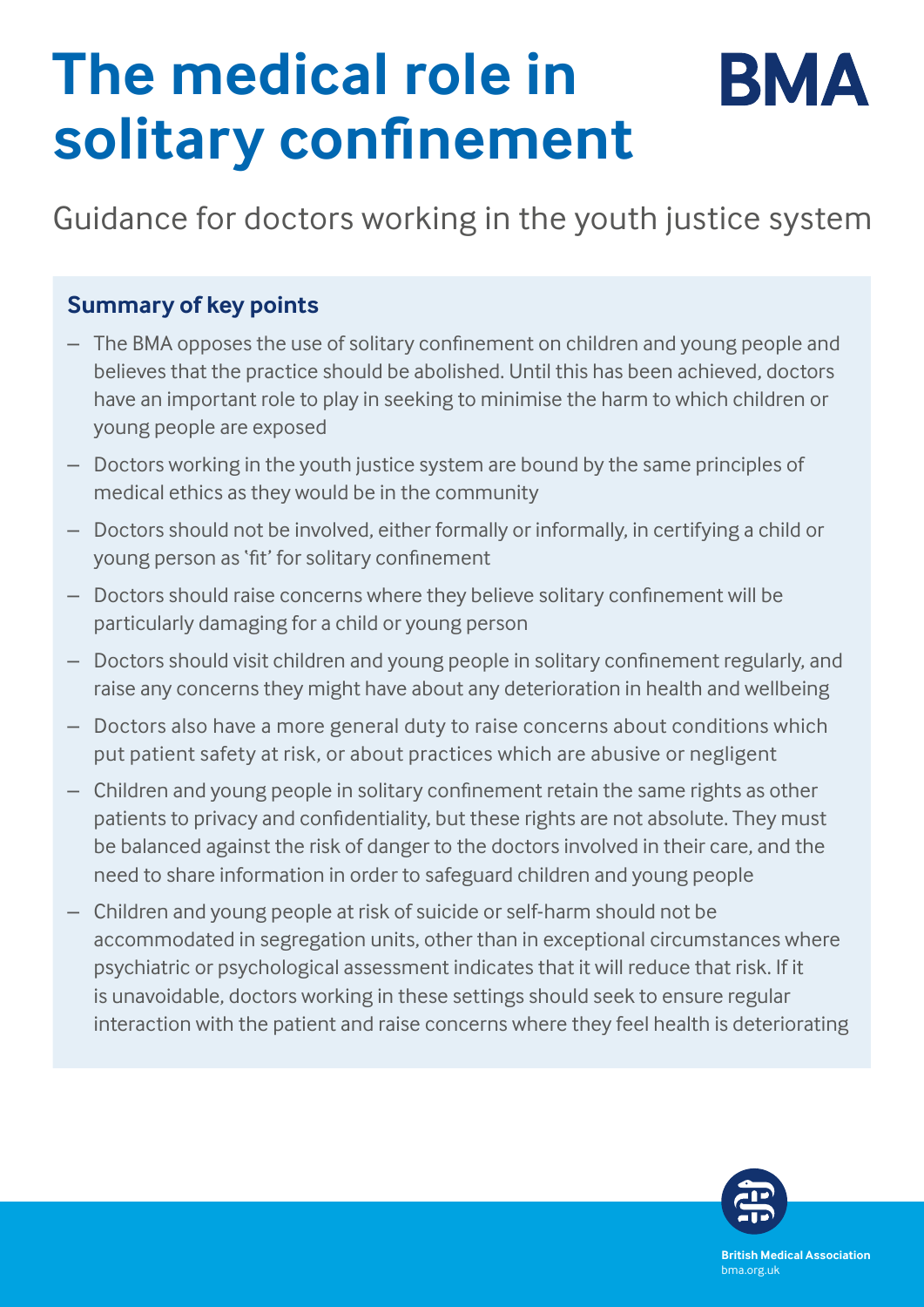# The medical role in solitary confinement

BMA

Guidance for doctors working in the youth justice system

## Summary of key points

- The BMA opposes the use of solitary confinement on children and young people and believes that the practice should be abolished. Until this has been achieved, doctors have an important role to play in seeking to minimise the harm to which children or young people are exposed
- Doctors working in the youth justice system are bound by the same principles of medical ethics as they would be in the community
- Doctors should not be involved, either formally or informally, in certifying a child or young person as 'fit' for solitary confinement
- Doctors should raise concerns where they believe solitary confinement will be particularly damaging for a child or young person
- Doctors should visit children and young people in solitary confinement regularly, and raise any concerns they might have about any deterioration in health and wellbeing
- Doctors also have a more general duty to raise concerns about conditions which put patient safety at risk, or about practices which are abusive or negligent
- Children and young people in solitary confinement retain the same rights as other patients to privacy and confidentiality, but these rights are not absolute. They must be balanced against the risk of danger to the doctors involved in their care, and the need to share information in order to safeguard children and young people
- Children and young people at risk of suicide or self-harm should not be accommodated in segregation units, other than in exceptional circumstances where psychiatric or psychological assessment indicates that it will reduce that risk. If it is unavoidable, doctors working in these settings should seek to ensure regular interaction with the patient and raise concerns where they feel health is deteriorating

British Medical Association
bma.org.uk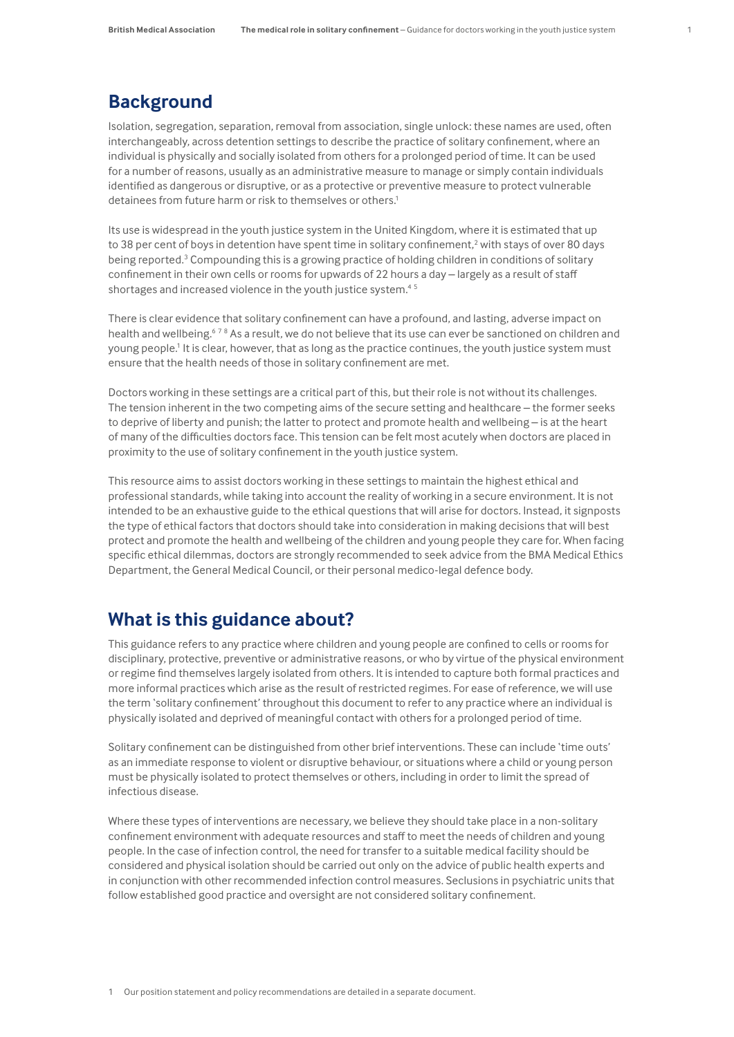## Background

Isolation, segregation, separation, removal from association, single unlock: these names are used, often interchangeably, across detention settings to describe the practice of solitary confinement, where an individual is physically and socially isolated from others for a prolonged period of time. It can be used for a number of reasons, usually as an administrative measure to manage or simply contain individuals identified as dangerous or disruptive, or as a protective or preventive measure to protect vulnerable detainees from future harm or risk to themselves or others.[1]

Its use is widespread in the youth justice system in the United Kingdom, where it is estimated that up to 38 per cent of boys in detention have spent time in solitary confinement,[2] with stays of over 80 days being reported.[3] Compounding this is a growing practice of holding children in conditions of solitary confinement in their own cells or rooms for upwards of 22 hours a day – largely as a result of staff shortages and increased violence in the youth justice system.[4 5]

There is clear evidence that solitary confinement can have a profound, and lasting, adverse impact on health and wellbeing.[6 7 8] As a result, we do not believe that its use can ever be sanctioned on children and young people.[1] It is clear, however, that as long as the practice continues, the youth justice system must ensure that the health needs of those in solitary confinement are met.

Doctors working in these settings are a critical part of this, but their role is not without its challenges. The tension inherent in the two competing aims of the secure setting and healthcare – the former seeks to deprive of liberty and punish; the latter to protect and promote health and wellbeing – is at the heart of many of the difficulties doctors face. This tension can be felt most acutely when doctors are placed in proximity to the use of solitary confinement in the youth justice system.

This resource aims to assist doctors working in these settings to maintain the highest ethical and professional standards, while taking into account the reality of working in a secure environment. It is not intended to be an exhaustive guide to the ethical questions that will arise for doctors. Instead, it signposts the type of ethical factors that doctors should take into consideration in making decisions that will best protect and promote the health and wellbeing of the children and young people they care for. When facing specific ethical dilemmas, doctors are strongly recommended to seek advice from the BMA Medical Ethics Department, the General Medical Council, or their personal medico-legal defence body.

## What is this guidance about?

This guidance refers to any practice where children and young people are confined to cells or rooms for disciplinary, protective, preventive or administrative reasons, or who by virtue of the physical environment or regime find themselves largely isolated from others. It is intended to capture both formal practices and more informal practices which arise as the result of restricted regimes. For ease of reference, we will use the term 'solitary confinement' throughout this document to refer to any practice where an individual is physically isolated and deprived of meaningful contact with others for a prolonged period of time.

Solitary confinement can be distinguished from other brief interventions. These can include 'time outs' as an immediate response to violent or disruptive behaviour, or situations where a child or young person must be physically isolated to protect themselves or others, including in order to limit the spread of infectious disease.

Where these types of interventions are necessary, we believe they should take place in a non-solitary confinement environment with adequate resources and staff to meet the needs of children and young people. In the case of infection control, the need for transfer to a suitable medical facility should be considered and physical isolation should be carried out only on the advice of public health experts and in conjunction with other recommended infection control measures. Seclusions in psychiatric units that follow established good practice and oversight are not considered solitary confinement.

1 Our position statement and policy recommendations are detailed in a separate document.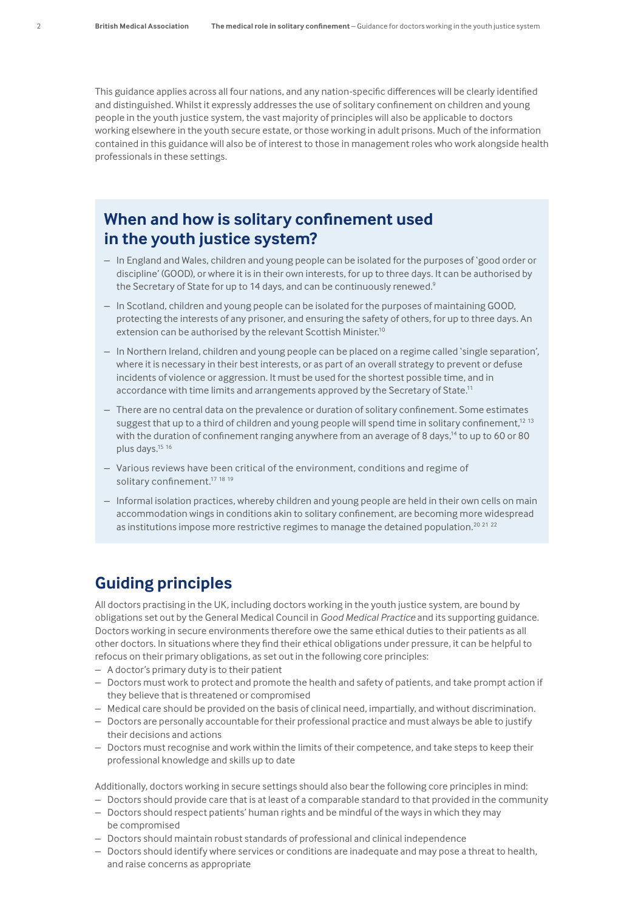This guidance applies across all four nations, and any nation-specific differences will be clearly identified and distinguished. Whilst it expressly addresses the use of solitary confinement on children and young people in the youth justice system, the vast majority of principles will also be applicable to doctors working elsewhere in the youth secure estate, or those working in adult prisons. Much of the information contained in this guidance will also be of interest to those in management roles who work alongside health professionals in these settings.

## When and how is solitary confinement used in the youth justice system?

- In England and Wales, children and young people can be isolated for the purposes of 'good order or discipline' (GOOD), or where it is in their own interests, for up to three days. It can be authorised by the Secretary of State for up to 14 days, and can be continuously renewed.[9]
- In Scotland, children and young people can be isolated for the purposes of maintaining GOOD, protecting the interests of any prisoner, and ensuring the safety of others, for up to three days. An extension can be authorised by the relevant Scottish Minister.[10]
- In Northern Ireland, children and young people can be placed on a regime called 'single separation', where it is necessary in their best interests, or as part of an overall strategy to prevent or defuse incidents of violence or aggression. It must be used for the shortest possible time, and in accordance with time limits and arrangements approved by the Secretary of State.[11]
- There are no central data on the prevalence or duration of solitary confinement. Some estimates suggest that up to a third of children and young people will spend time in solitary confinement,[12 13] with the duration of confinement ranging anywhere from an average of 8 days,[14] to up to 60 or 80 plus days.[15 16]
- Various reviews have been critical of the environment, conditions and regime of solitary confinement.[17 18 19]
- Informal isolation practices, whereby children and young people are held in their own cells on main accommodation wings in conditions akin to solitary confinement, are becoming more widespread as institutions impose more restrictive regimes to manage the detained population.[20 21 22]

## Guiding principles

All doctors practising in the UK, including doctors working in the youth justice system, are bound by obligations set out by the General Medical Council in *Good Medical Practice* and its supporting guidance. Doctors working in secure environments therefore owe the same ethical duties to their patients as all other doctors. In situations where they find their ethical obligations under pressure, it can be helpful to refocus on their primary obligations, as set out in the following core principles:

- A doctor's primary duty is to their patient
- Doctors must work to protect and promote the health and safety of patients, and take prompt action if they believe that is threatened or compromised
- Medical care should be provided on the basis of clinical need, impartially, and without discrimination.
- Doctors are personally accountable for their professional practice and must always be able to justify their decisions and actions
- Doctors must recognise and work within the limits of their competence, and take steps to keep their professional knowledge and skills up to date

Additionally, doctors working in secure settings should also bear the following core principles in mind:

- Doctors should provide care that is at least of a comparable standard to that provided in the community
- Doctors should respect patients' human rights and be mindful of the ways in which they may be compromised
- Doctors should maintain robust standards of professional and clinical independence
- Doctors should identify where services or conditions are inadequate and may pose a threat to health, and raise concerns as appropriate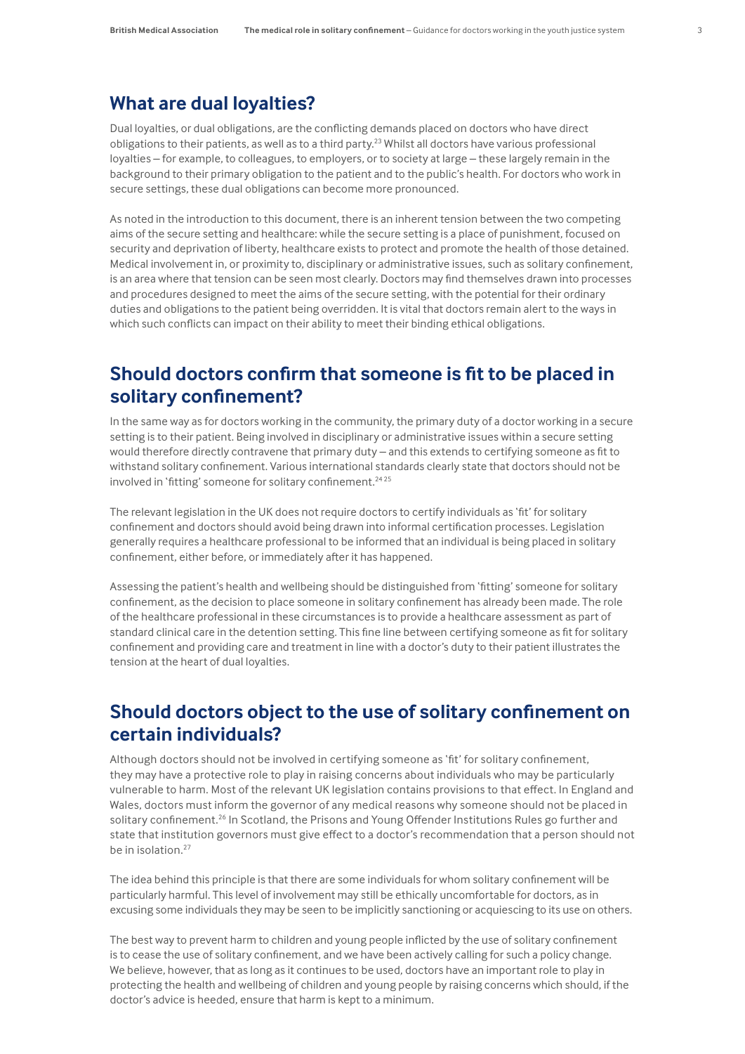## What are dual loyalties?

Dual loyalties, or dual obligations, are the conflicting demands placed on doctors who have direct obligations to their patients, as well as to a third party.[23] Whilst all doctors have various professional loyalties – for example, to colleagues, to employers, or to society at large – these largely remain in the background to their primary obligation to the patient and to the public's health. For doctors who work in secure settings, these dual obligations can become more pronounced.

As noted in the introduction to this document, there is an inherent tension between the two competing aims of the secure setting and healthcare: while the secure setting is a place of punishment, focused on security and deprivation of liberty, healthcare exists to protect and promote the health of those detained. Medical involvement in, or proximity to, disciplinary or administrative issues, such as solitary confinement, is an area where that tension can be seen most clearly. Doctors may find themselves drawn into processes and procedures designed to meet the aims of the secure setting, with the potential for their ordinary duties and obligations to the patient being overridden. It is vital that doctors remain alert to the ways in which such conflicts can impact on their ability to meet their binding ethical obligations.

## Should doctors confirm that someone is fit to be placed in solitary confinement?

In the same way as for doctors working in the community, the primary duty of a doctor working in a secure setting is to their patient. Being involved in disciplinary or administrative issues within a secure setting would therefore directly contravene that primary duty – and this extends to certifying someone as fit to withstand solitary confinement. Various international standards clearly state that doctors should not be involved in 'fitting' someone for solitary confinement.[24,25]

The relevant legislation in the UK does not require doctors to certify individuals as 'fit' for solitary confinement and doctors should avoid being drawn into informal certification processes. Legislation generally requires a healthcare professional to be informed that an individual is being placed in solitary confinement, either before, or immediately after it has happened.

Assessing the patient's health and wellbeing should be distinguished from 'fitting' someone for solitary confinement, as the decision to place someone in solitary confinement has already been made. The role of the healthcare professional in these circumstances is to provide a healthcare assessment as part of standard clinical care in the detention setting. This fine line between certifying someone as fit for solitary confinement and providing care and treatment in line with a doctor's duty to their patient illustrates the tension at the heart of dual loyalties.

## Should doctors object to the use of solitary confinement on certain individuals?

Although doctors should not be involved in certifying someone as 'fit' for solitary confinement, they may have a protective role to play in raising concerns about individuals who may be particularly vulnerable to harm. Most of the relevant UK legislation contains provisions to that effect. In England and Wales, doctors must inform the governor of any medical reasons why someone should not be placed in solitary confinement.[26] In Scotland, the Prisons and Young Offender Institutions Rules go further and state that institution governors must give effect to a doctor's recommendation that a person should not be in isolation.[27]

The idea behind this principle is that there are some individuals for whom solitary confinement will be particularly harmful. This level of involvement may still be ethically uncomfortable for doctors, as in excusing some individuals they may be seen to be implicitly sanctioning or acquiescing to its use on others.

The best way to prevent harm to children and young people inflicted by the use of solitary confinement is to cease the use of solitary confinement, and we have been actively calling for such a policy change. We believe, however, that as long as it continues to be used, doctors have an important role to play in protecting the health and wellbeing of children and young people by raising concerns which should, if the doctor's advice is heeded, ensure that harm is kept to a minimum.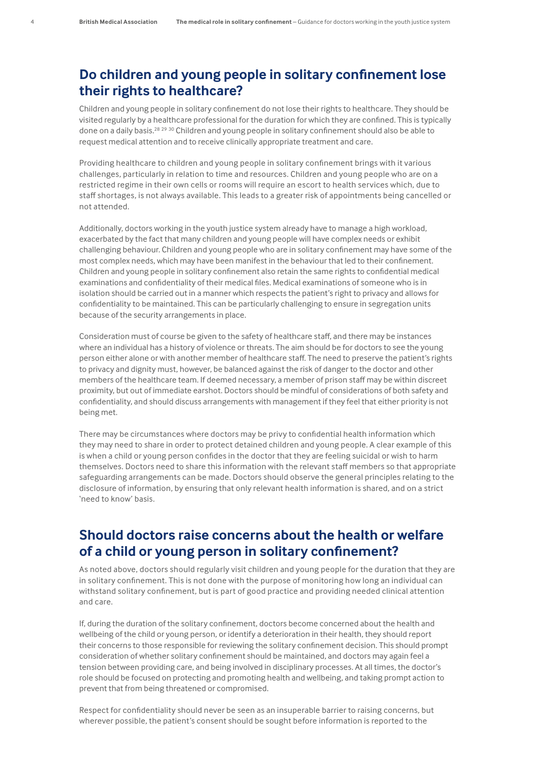## Do children and young people in solitary confinement lose their rights to healthcare?

Children and young people in solitary confinement do not lose their rights to healthcare. They should be visited regularly by a healthcare professional for the duration for which they are confined. This is typically done on a daily basis.[28 29 30] Children and young people in solitary confinement should also be able to request medical attention and to receive clinically appropriate treatment and care.

Providing healthcare to children and young people in solitary confinement brings with it various challenges, particularly in relation to time and resources. Children and young people who are on a restricted regime in their own cells or rooms will require an escort to health services which, due to staff shortages, is not always available. This leads to a greater risk of appointments being cancelled or not attended.

Additionally, doctors working in the youth justice system already have to manage a high workload, exacerbated by the fact that many children and young people will have complex needs or exhibit challenging behaviour. Children and young people who are in solitary confinement may have some of the most complex needs, which may have been manifest in the behaviour that led to their confinement. Children and young people in solitary confinement also retain the same rights to confidential medical examinations and confidentiality of their medical files. Medical examinations of someone who is in isolation should be carried out in a manner which respects the patient's right to privacy and allows for confidentiality to be maintained. This can be particularly challenging to ensure in segregation units because of the security arrangements in place.

Consideration must of course be given to the safety of healthcare staff, and there may be instances where an individual has a history of violence or threats. The aim should be for doctors to see the young person either alone or with another member of healthcare staff. The need to preserve the patient's rights to privacy and dignity must, however, be balanced against the risk of danger to the doctor and other members of the healthcare team. If deemed necessary, a member of prison staff may be within discreet proximity, but out of immediate earshot. Doctors should be mindful of considerations of both safety and confidentiality, and should discuss arrangements with management if they feel that either priority is not being met.

There may be circumstances where doctors may be privy to confidential health information which they may need to share in order to protect detained children and young people. A clear example of this is when a child or young person confides in the doctor that they are feeling suicidal or wish to harm themselves. Doctors need to share this information with the relevant staff members so that appropriate safeguarding arrangements can be made. Doctors should observe the general principles relating to the disclosure of information, by ensuring that only relevant health information is shared, and on a strict 'need to know' basis.

## Should doctors raise concerns about the health or welfare of a child or young person in solitary confinement?

As noted above, doctors should regularly visit children and young people for the duration that they are in solitary confinement. This is not done with the purpose of monitoring how long an individual can withstand solitary confinement, but is part of good practice and providing needed clinical attention and care.

If, during the duration of the solitary confinement, doctors become concerned about the health and wellbeing of the child or young person, or identify a deterioration in their health, they should report their concerns to those responsible for reviewing the solitary confinement decision. This should prompt consideration of whether solitary confinement should be maintained, and doctors may again feel a tension between providing care, and being involved in disciplinary processes. At all times, the doctor's role should be focused on protecting and promoting health and wellbeing, and taking prompt action to prevent that from being threatened or compromised.

Respect for confidentiality should never be seen as an insuperable barrier to raising concerns, but wherever possible, the patient's consent should be sought before information is reported to the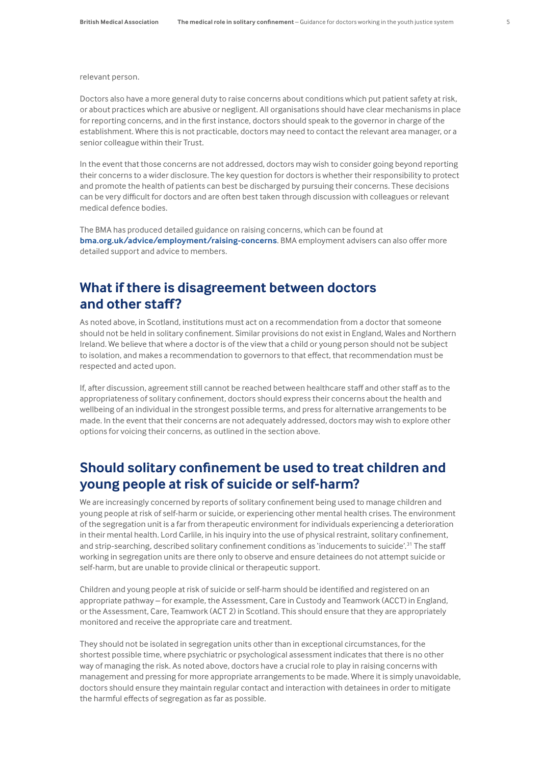relevant person.

Doctors also have a more general duty to raise concerns about conditions which put patient safety at risk, or about practices which are abusive or negligent. All organisations should have clear mechanisms in place for reporting concerns, and in the first instance, doctors should speak to the governor in charge of the establishment. Where this is not practicable, doctors may need to contact the relevant area manager, or a senior colleague within their Trust.

In the event that those concerns are not addressed, doctors may wish to consider going beyond reporting their concerns to a wider disclosure. The key question for doctors is whether their responsibility to protect and promote the health of patients can best be discharged by pursuing their concerns. These decisions can be very difficult for doctors and are often best taken through discussion with colleagues or relevant medical defence bodies.

The BMA has produced detailed guidance on raising concerns, which can be found at **bma.org.uk/advice/employment/raising-concerns**. BMA employment advisers can also offer more detailed support and advice to members.

## What if there is disagreement between doctors and other staff?

As noted above, in Scotland, institutions must act on a recommendation from a doctor that someone should not be held in solitary confinement. Similar provisions do not exist in England, Wales and Northern Ireland. We believe that where a doctor is of the view that a child or young person should not be subject to isolation, and makes a recommendation to governors to that effect, that recommendation must be respected and acted upon.

If, after discussion, agreement still cannot be reached between healthcare staff and other staff as to the appropriateness of solitary confinement, doctors should express their concerns about the health and wellbeing of an individual in the strongest possible terms, and press for alternative arrangements to be made. In the event that their concerns are not adequately addressed, doctors may wish to explore other options for voicing their concerns, as outlined in the section above.

## Should solitary confinement be used to treat children and young people at risk of suicide or self-harm?

We are increasingly concerned by reports of solitary confinement being used to manage children and young people at risk of self-harm or suicide, or experiencing other mental health crises. The environment of the segregation unit is a far from therapeutic environment for individuals experiencing a deterioration in their mental health. Lord Carlile, in his inquiry into the use of physical restraint, solitary confinement, and strip-searching, described solitary confinement conditions as 'inducements to suicide'.[31] The staff working in segregation units are there only to observe and ensure detainees do not attempt suicide or self-harm, but are unable to provide clinical or therapeutic support.

Children and young people at risk of suicide or self-harm should be identified and registered on an appropriate pathway – for example, the Assessment, Care in Custody and Teamwork (ACCT) in England, or the Assessment, Care, Teamwork (ACT 2) in Scotland. This should ensure that they are appropriately monitored and receive the appropriate care and treatment.

They should not be isolated in segregation units other than in exceptional circumstances, for the shortest possible time, where psychiatric or psychological assessment indicates that there is no other way of managing the risk. As noted above, doctors have a crucial role to play in raising concerns with management and pressing for more appropriate arrangements to be made. Where it is simply unavoidable, doctors should ensure they maintain regular contact and interaction with detainees in order to mitigate the harmful effects of segregation as far as possible.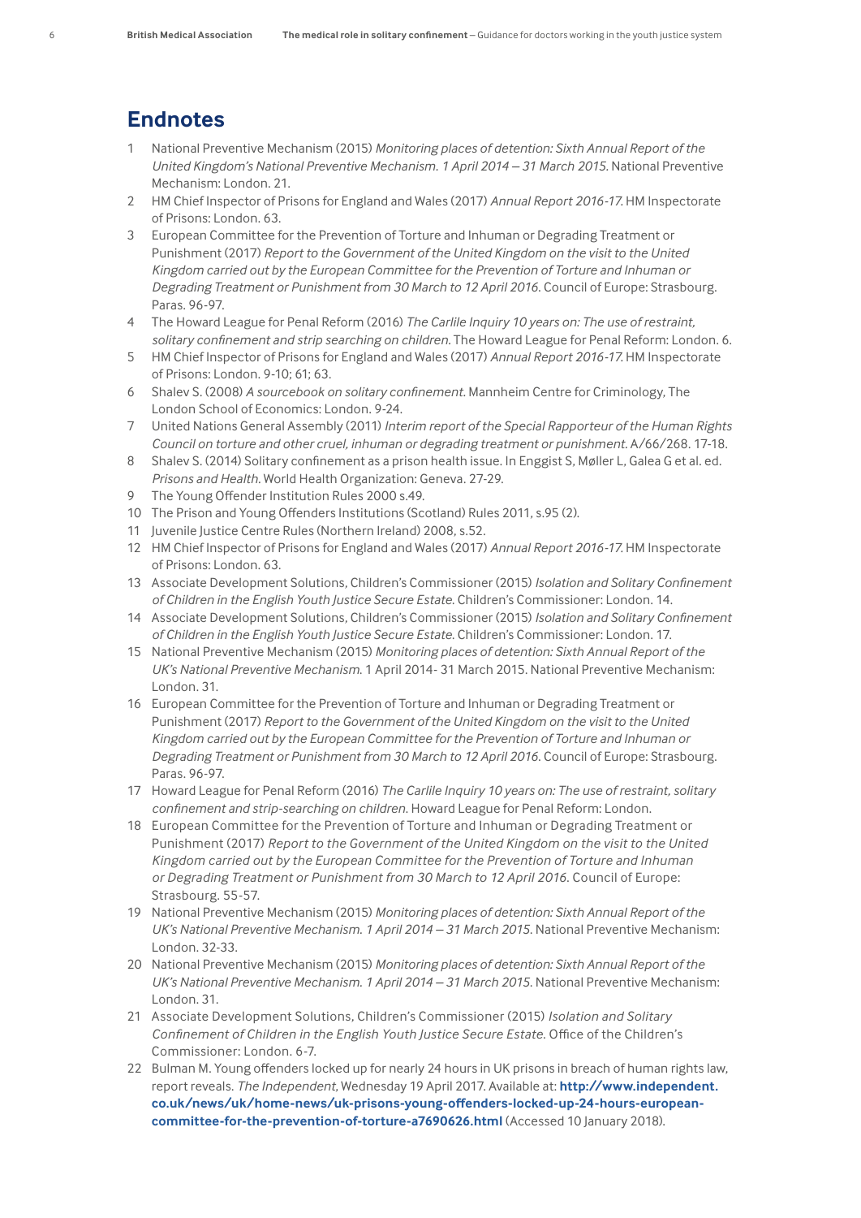## Endnotes

1. National Preventive Mechanism (2015) *Monitoring places of detention: Sixth Annual Report of the United Kingdom's National Preventive Mechanism. 1 April 2014 – 31 March 2015*. National Preventive Mechanism: London. 21.
2. HM Chief Inspector of Prisons for England and Wales (2017) *Annual Report 2016-17*. HM Inspectorate of Prisons: London. 63.
3. European Committee for the Prevention of Torture and Inhuman or Degrading Treatment or Punishment (2017) *Report to the Government of the United Kingdom on the visit to the United Kingdom carried out by the European Committee for the Prevention of Torture and Inhuman or Degrading Treatment or Punishment from 30 March to 12 April 2016*. Council of Europe: Strasbourg. Paras. 96-97.
4. The Howard League for Penal Reform (2016) *The Carlile Inquiry 10 years on: The use of restraint, solitary confinement and strip searching on children*. The Howard League for Penal Reform: London. 6.
5. HM Chief Inspector of Prisons for England and Wales (2017) *Annual Report 2016-17*. HM Inspectorate of Prisons: London. 9-10; 61; 63.
6. Shalev S. (2008) *A sourcebook on solitary confinement*. Mannheim Centre for Criminology, The London School of Economics: London. 9-24.
7. United Nations General Assembly (2011) *Interim report of the Special Rapporteur of the Human Rights Council on torture and other cruel, inhuman or degrading treatment or punishment*. A/66/268. 17-18.
8. Shalev S. (2014) Solitary confinement as a prison health issue. In Enggist S, Møller L, Galea G et al. ed. *Prisons and Health*. World Health Organization: Geneva. 27-29.
9. The Young Offender Institution Rules 2000 s.49.
10. The Prison and Young Offenders Institutions (Scotland) Rules 2011, s.95 (2).
11. Juvenile Justice Centre Rules (Northern Ireland) 2008, s.52.
12. HM Chief Inspector of Prisons for England and Wales (2017) *Annual Report 2016-17*. HM Inspectorate of Prisons: London. 63.
13. Associate Development Solutions, Children's Commissioner (2015) *Isolation and Solitary Confinement of Children in the English Youth Justice Secure Estate*. Children's Commissioner: London. 14.
14. Associate Development Solutions, Children's Commissioner (2015) *Isolation and Solitary Confinement of Children in the English Youth Justice Secure Estate*. Children's Commissioner: London. 17.
15. National Preventive Mechanism (2015) *Monitoring places of detention: Sixth Annual Report of the UK's National Preventive Mechanism*. 1 April 2014- 31 March 2015. National Preventive Mechanism: London. 31.
16. European Committee for the Prevention of Torture and Inhuman or Degrading Treatment or Punishment (2017) *Report to the Government of the United Kingdom on the visit to the United Kingdom carried out by the European Committee for the Prevention of Torture and Inhuman or Degrading Treatment or Punishment from 30 March to 12 April 2016*. Council of Europe: Strasbourg. Paras. 96-97.
17. Howard League for Penal Reform (2016) *The Carlile Inquiry 10 years on: The use of restraint, solitary confinement and strip-searching on children*. Howard League for Penal Reform: London.
18. European Committee for the Prevention of Torture and Inhuman or Degrading Treatment or Punishment (2017) *Report to the Government of the United Kingdom on the visit to the United Kingdom carried out by the European Committee for the Prevention of Torture and Inhuman or Degrading Treatment or Punishment from 30 March to 12 April 2016*. Council of Europe: Strasbourg. 55-57.
19. National Preventive Mechanism (2015) *Monitoring places of detention: Sixth Annual Report of the UK's National Preventive Mechanism. 1 April 2014 – 31 March 2015*. National Preventive Mechanism: London. 32-33.
20. National Preventive Mechanism (2015) *Monitoring places of detention: Sixth Annual Report of the UK's National Preventive Mechanism. 1 April 2014 – 31 March 2015*. National Preventive Mechanism: London. 31.
21. Associate Development Solutions, Children's Commissioner (2015) *Isolation and Solitary Confinement of Children in the English Youth Justice Secure Estate*. Office of the Children's Commissioner: London. 6-7.
22. Bulman M. Young offenders locked up for nearly 24 hours in UK prisons in breach of human rights law, report reveals. *The Independent*, Wednesday 19 April 2017. Available at: **http://www.independent.co.uk/news/uk/home-news/uk-prisons-young-offenders-locked-up-24-hours-european-committee-for-the-prevention-of-torture-a7690626.html** (Accessed 10 January 2018).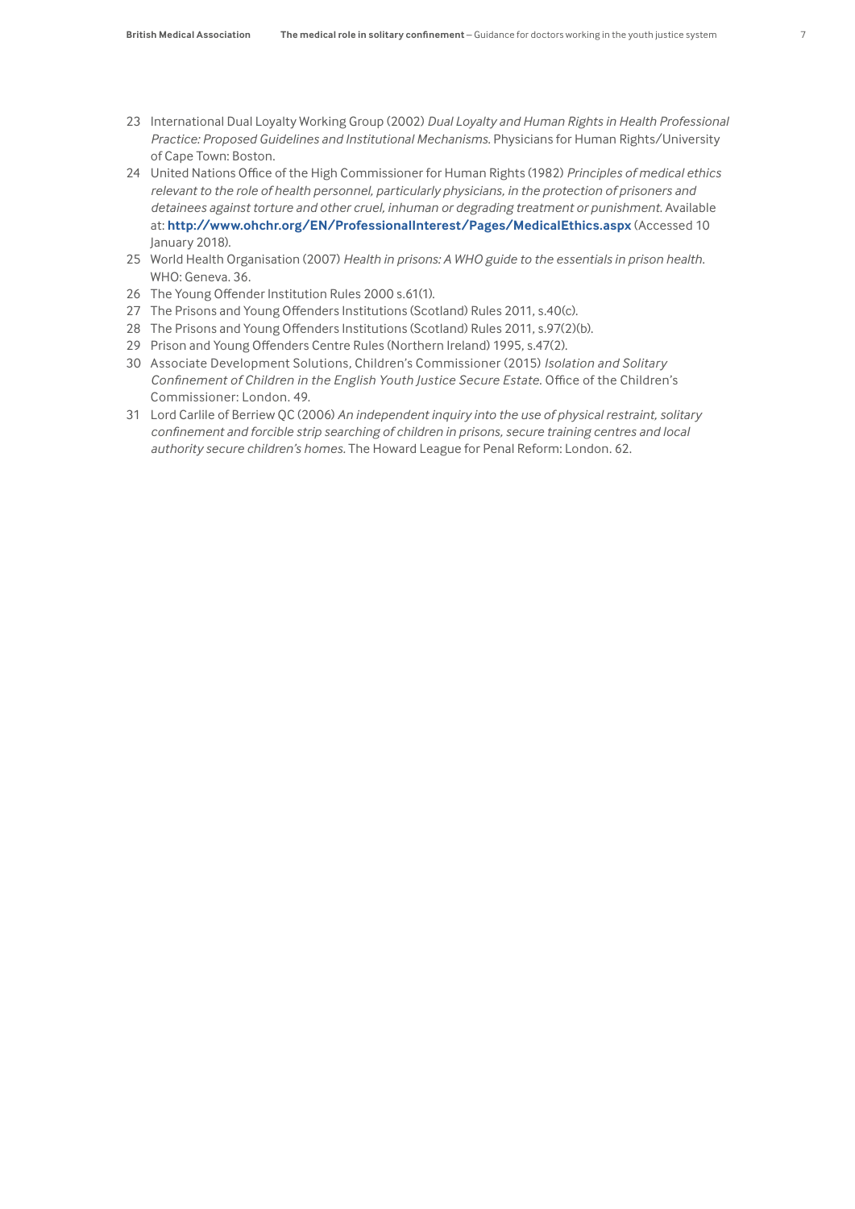23 International Dual Loyalty Working Group (2002) *Dual Loyalty and Human Rights in Health Professional Practice: Proposed Guidelines and Institutional Mechanisms.* Physicians for Human Rights/University of Cape Town: Boston.

24 United Nations Office of the High Commissioner for Human Rights (1982) *Principles of medical ethics relevant to the role of health personnel, particularly physicians, in the protection of prisoners and detainees against torture and other cruel, inhuman or degrading treatment or punishment.* Available at: **http://www.ohchr.org/EN/ProfessionalInterest/Pages/MedicalEthics.aspx** (Accessed 10 January 2018).

25 World Health Organisation (2007) *Health in prisons: A WHO guide to the essentials in prison health.* WHO: Geneva. 36.

26 The Young Offender Institution Rules 2000 s.61(1).

27 The Prisons and Young Offenders Institutions (Scotland) Rules 2011, s.40(c).

28 The Prisons and Young Offenders Institutions (Scotland) Rules 2011, s.97(2)(b).

29 Prison and Young Offenders Centre Rules (Northern Ireland) 1995, s.47(2).

30 Associate Development Solutions, Children's Commissioner (2015) *Isolation and Solitary Confinement of Children in the English Youth Justice Secure Estate.* Office of the Children's Commissioner: London. 49.

31 Lord Carlile of Berriew QC (2006) *An independent inquiry into the use of physical restraint, solitary confinement and forcible strip searching of children in prisons, secure training centres and local authority secure children's homes.* The Howard League for Penal Reform: London. 62.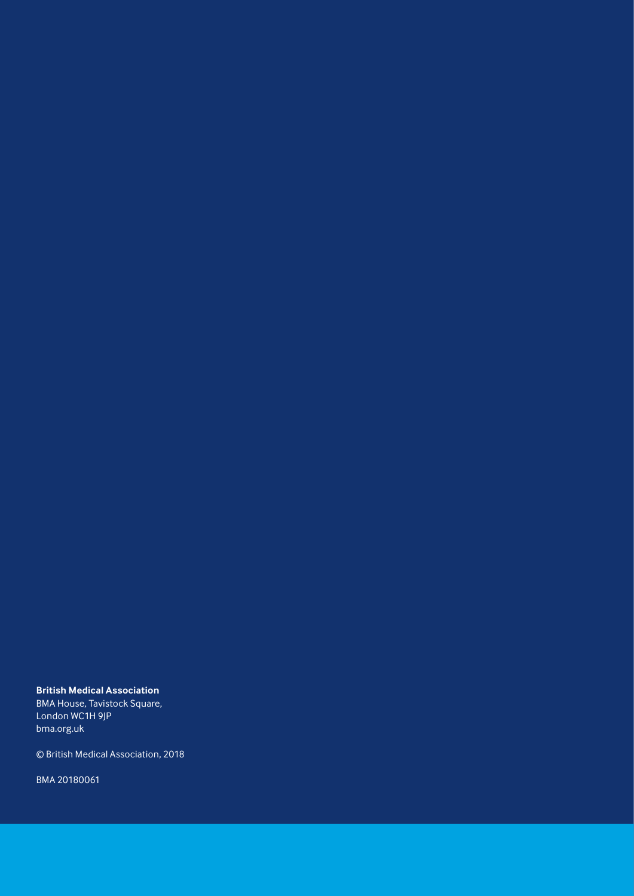**British Medical Association**
BMA House, Tavistock Square,
London WC1H 9JP
bma.org.uk

© British Medical Association, 2018

BMA 20180061